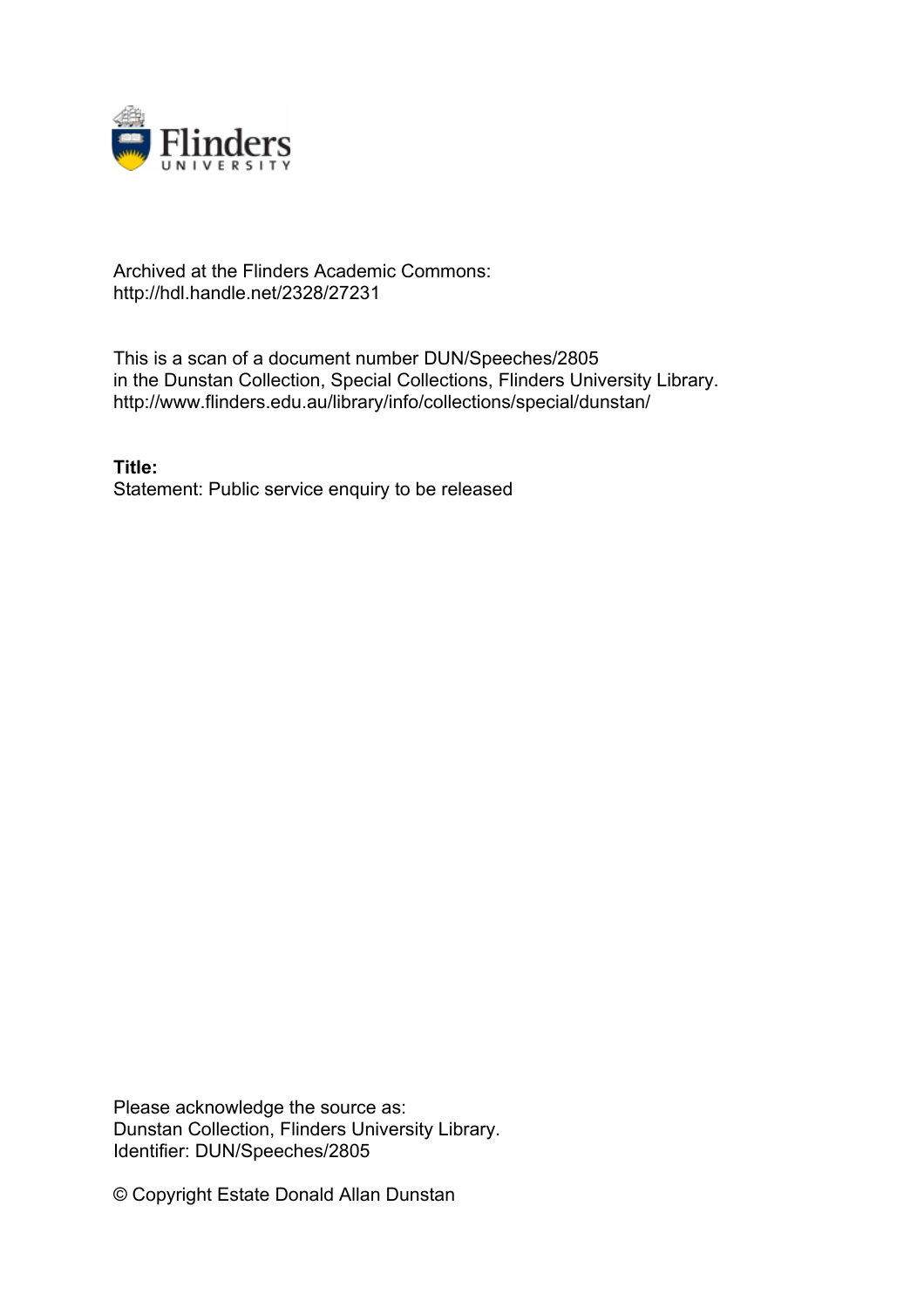Archived at the Flinders Academic Commons:
http://hdl.handle.net/2328/27231

This is a scan of a document number DUN/Speeches/2805 in the Dunstan Collection, Special Collections, Flinders University Library.
http://www.flinders.edu.au/library/info/collections/special/dunstan/

**Title:**
Statement: Public service enquiry to be released

Please acknowledge the source as:
Dunstan Collection, Flinders University Library.
Identifier: DUN/Speeches/2805

© Copyright Estate Donald Allan Dunstan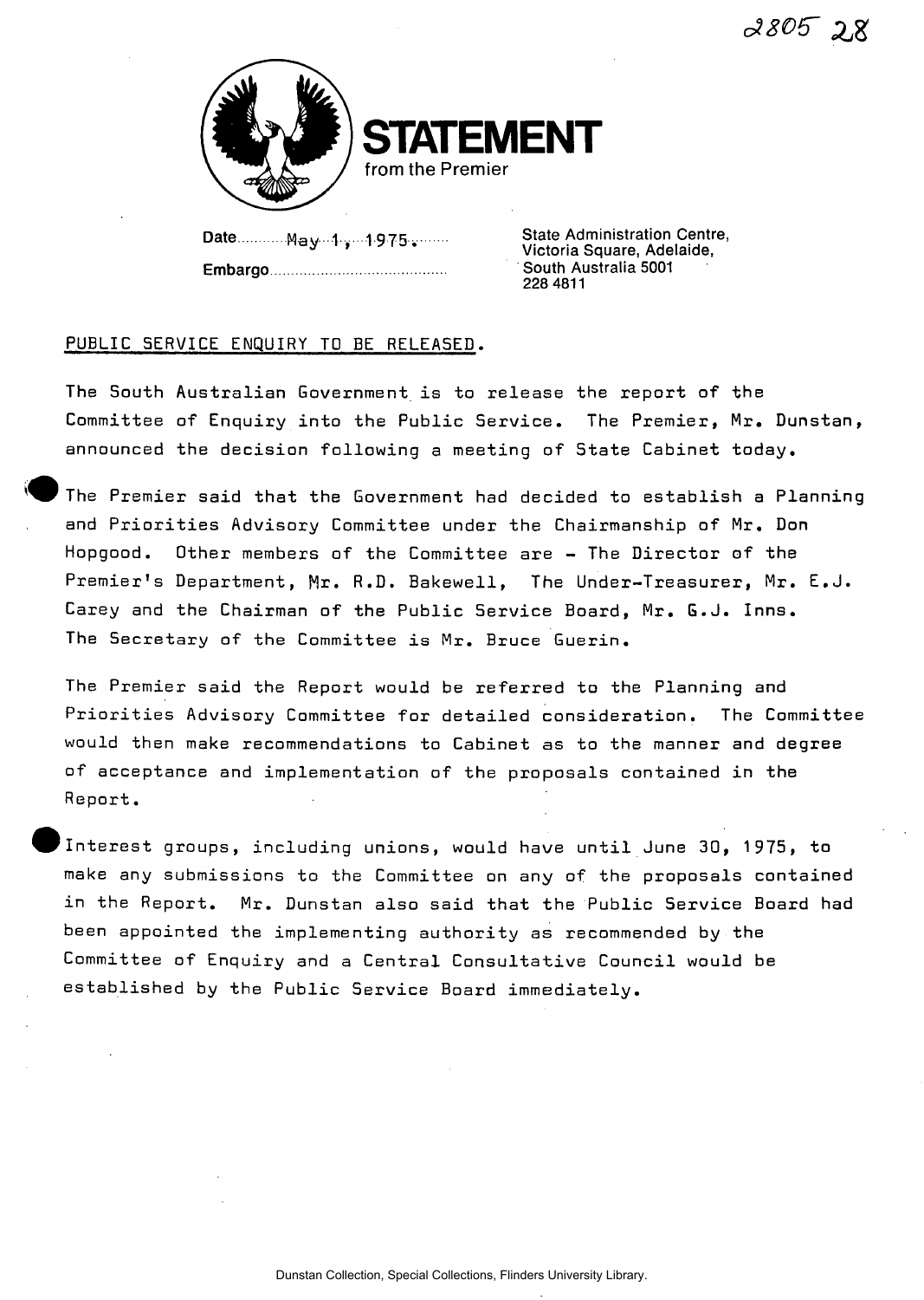2805 28

# STATEMENT
from the Premier

Date May 1, 1975.

Embargo

State Administration Centre,
Victoria Square, Adelaide,
South Australia 5001
228 4811

PUBLIC SERVICE ENQUIRY TO BE RELEASED.

The South Australian Government is to release the report of the Committee of Enquiry into the Public Service. The Premier, Mr. Dunstan, announced the decision following a meeting of State Cabinet today.

The Premier said that the Government had decided to establish a Planning and Priorities Advisory Committee under the Chairmanship of Mr. Don Hopgood. Other members of the Committee are - The Director of the Premier's Department, Mr. R.D. Bakewell, The Under-Treasurer, Mr. E.J. Carey and the Chairman of the Public Service Board, Mr. G.J. Inns. The Secretary of the Committee is Mr. Bruce Guerin.

The Premier said the Report would be referred to the Planning and Priorities Advisory Committee for detailed consideration. The Committee would then make recommendations to Cabinet as to the manner and degree of acceptance and implementation of the proposals contained in the Report.

Interest groups, including unions, would have until June 30, 1975, to make any submissions to the Committee on any of the proposals contained in the Report. Mr. Dunstan also said that the Public Service Board had been appointed the implementing authority as recommended by the Committee of Enquiry and a Central Consultative Council would be established by the Public Service Board immediately.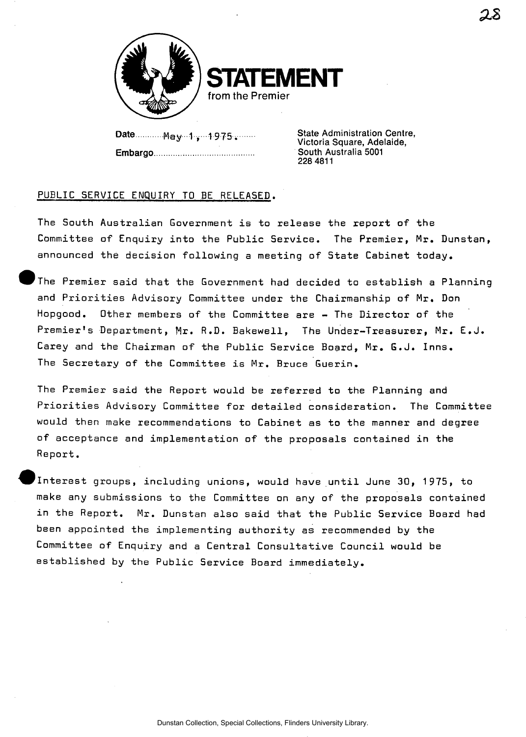**STATEMENT**
from the Premier

Date May 1, 1975.
Embargo..........................................

State Administration Centre,
Victoria Square, Adelaide,
South Australia 5001
228 4811

PUBLIC SERVICE ENQUIRY TO BE RELEASED.

The South Australian Government is to release the report of the Committee of Enquiry into the Public Service. The Premier, Mr. Dunstan, announced the decision following a meeting of State Cabinet today.

The Premier said that the Government had decided to establish a Planning and Priorities Advisory Committee under the Chairmanship of Mr. Don Hopgood. Other members of the Committee are - The Director of the Premier's Department, Mr. R.D. Bakewell, The Under-Treasurer, Mr. E.J. Carey and the Chairman of the Public Service Board, Mr. G.J. Inns. The Secretary of the Committee is Mr. Bruce Guerin.

The Premier said the Report would be referred to the Planning and Priorities Advisory Committee for detailed consideration. The Committee would then make recommendations to Cabinet as to the manner and degree of acceptance and implementation of the proposals contained in the Report.

Interest groups, including unions, would have until June 30, 1975, to make any submissions to the Committee on any of the proposals contained in the Report. Mr. Dunstan also said that the Public Service Board had been appointed the implementing authority as recommended by the Committee of Enquiry and a Central Consultative Council would be established by the Public Service Board immediately.